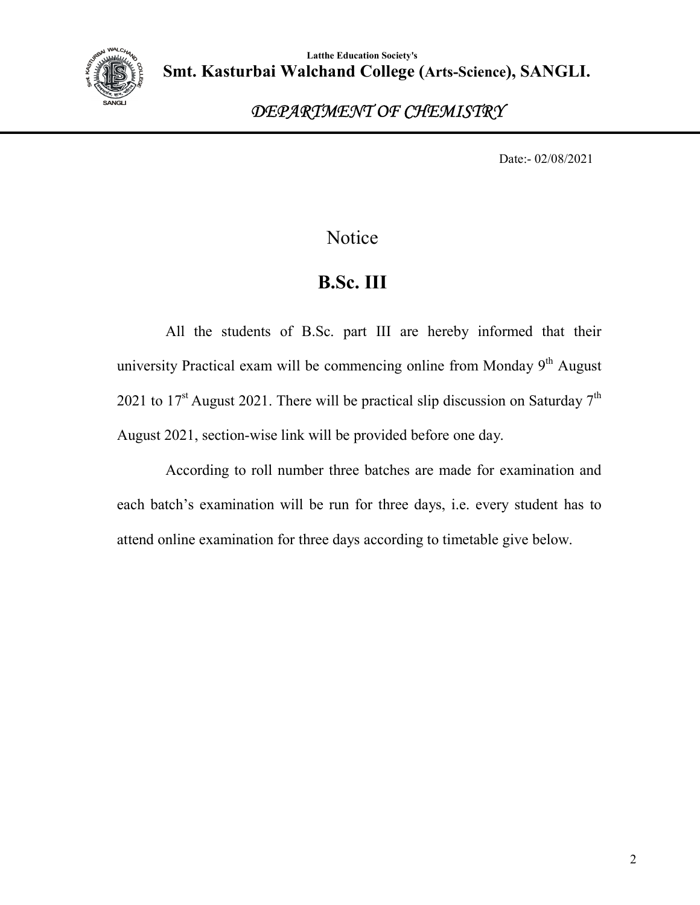Latthe Education Society's

**Smt. Kasturbai Walchand College (Arts-Science), SANGLI.**

*DEPARTMENT OF CHEMISTRY*

Date:- 02/08/2021

# Notice

## B.Sc. III

All the students of B.Sc. part III are hereby informed that their university Practical exam will be commencing online from Monday 9th August 2021 to 17st August 2021. There will be practical slip discussion on Saturday 7th August 2021, section-wise link will be provided before one day.

According to roll number three batches are made for examination and each batch's examination will be run for three days, i.e. every student has to attend online examination for three days according to timetable give below.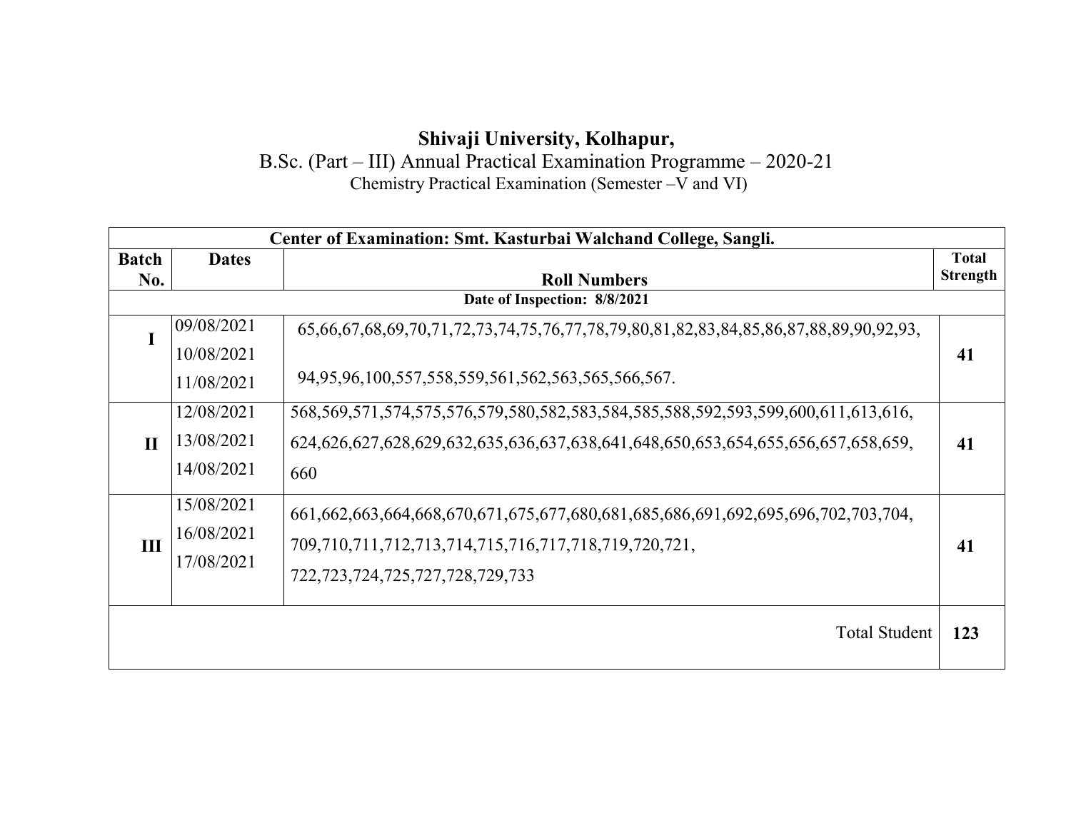**Shivaji University, Kolhapur,**

B.Sc. (Part – III) Annual Practical Examination Programme – 2020-21

Chemistry Practical Examination (Semester –V and VI)

| Center of Examination: Smt. Kasturbai Walchand College, Sangli. | | | |
|---|---|---|---|
| **Batch No.** | **Dates** | **Roll Numbers** | **Total Strength** |
| **Date of Inspection: 8/8/2021** | | | |
| **I** | 09/08/2021<br>10/08/2021<br>11/08/2021 | 65,66,67,68,69,70,71,72,73,74,75,76,77,78,79,80,81,82,83,84,85,86,87,88,89,90,92,93,<br>94,95,96,100,557,558,559,561,562,563,565,566,567. | **41** |
| **II** | 12/08/2021<br>13/08/2021<br>14/08/2021 | 568,569,571,574,575,576,579,580,582,583,584,585,588,592,593,599,600,611,613,616,<br>624,626,627,628,629,632,635,636,637,638,641,648,650,653,654,655,656,657,658,659,<br>660 | **41** |
| **III** | 15/08/2021<br>16/08/2021<br>17/08/2021 | 661,662,663,664,668,670,671,675,677,680,681,685,686,691,692,695,696,702,703,704,<br>709,710,711,712,713,714,715,716,717,718,719,720,721,<br>722,723,724,725,727,728,729,733 | **41** |
| | | Total Student | **123** |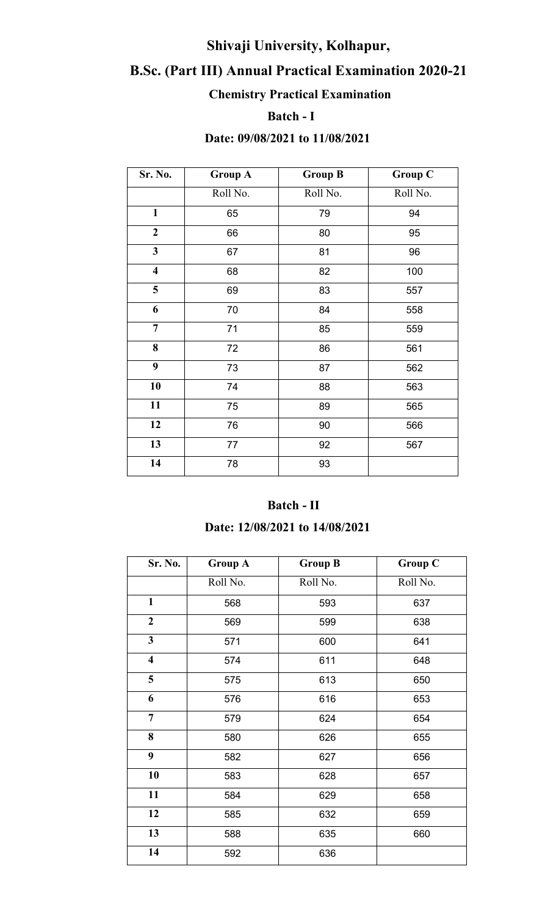# Shivaji University, Kolhapur,

## B.Sc. (Part III) Annual Practical Examination 2020-21

### Chemistry Practical Examination

### Batch - I

### Date: 09/08/2021 to 11/08/2021

| Sr. No. | Group A | Group B | Group C |
|---|---|---|---|
| | Roll No. | Roll No. | Roll No. |
| 1 | 65 | 79 | 94 |
| 2 | 66 | 80 | 95 |
| 3 | 67 | 81 | 96 |
| 4 | 68 | 82 | 100 |
| 5 | 69 | 83 | 557 |
| 6 | 70 | 84 | 558 |
| 7 | 71 | 85 | 559 |
| 8 | 72 | 86 | 561 |
| 9 | 73 | 87 | 562 |
| 10 | 74 | 88 | 563 |
| 11 | 75 | 89 | 565 |
| 12 | 76 | 90 | 566 |
| 13 | 77 | 92 | 567 |
| 14 | 78 | 93 | |

### Batch - II

### Date: 12/08/2021 to 14/08/2021

| Sr. No. | Group A | Group B | Group C |
|---|---|---|---|
| | Roll No. | Roll No. | Roll No. |
| 1 | 568 | 593 | 637 |
| 2 | 569 | 599 | 638 |
| 3 | 571 | 600 | 641 |
| 4 | 574 | 611 | 648 |
| 5 | 575 | 613 | 650 |
| 6 | 576 | 616 | 653 |
| 7 | 579 | 624 | 654 |
| 8 | 580 | 626 | 655 |
| 9 | 582 | 627 | 656 |
| 10 | 583 | 628 | 657 |
| 11 | 584 | 629 | 658 |
| 12 | 585 | 632 | 659 |
| 13 | 588 | 635 | 660 |
| 14 | 592 | 636 | |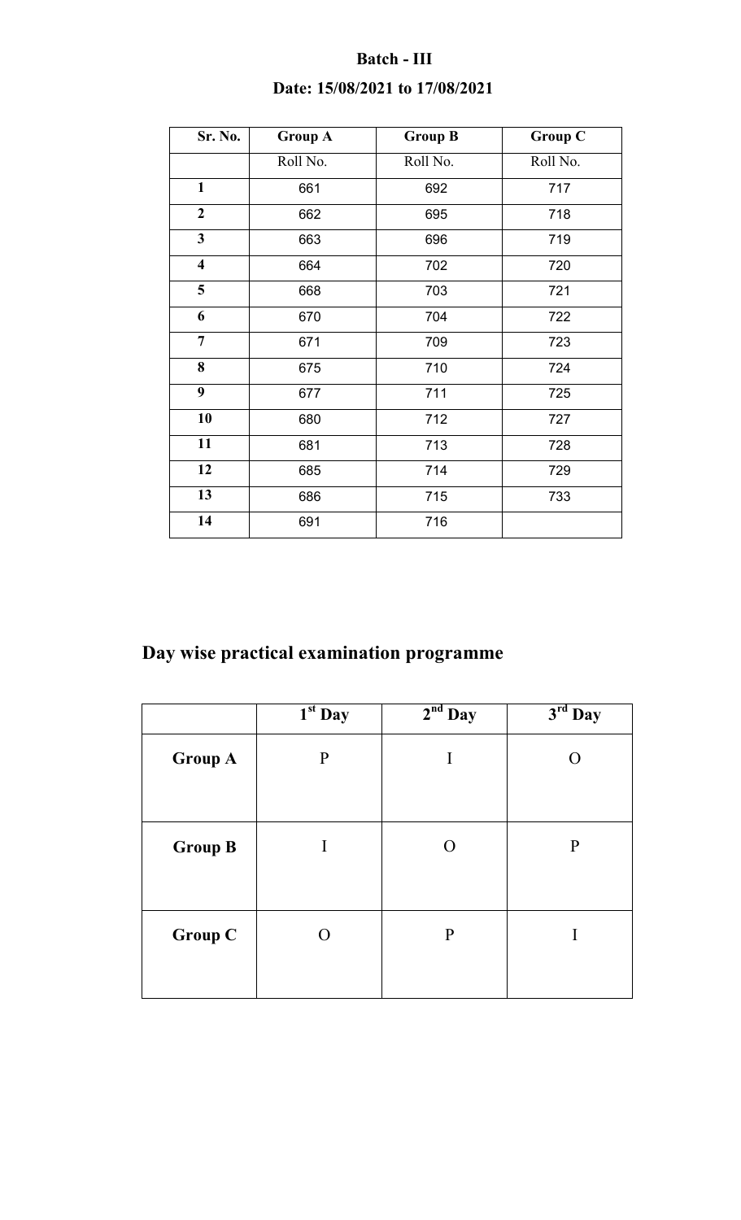## Batch - III

### Date: 15/08/2021 to 17/08/2021

| Sr. No. | Group A | Group B | Group C |
|---|---|---|---|
| | Roll No. | Roll No. | Roll No. |
| 1 | 661 | 692 | 717 |
| 2 | 662 | 695 | 718 |
| 3 | 663 | 696 | 719 |
| 4 | 664 | 702 | 720 |
| 5 | 668 | 703 | 721 |
| 6 | 670 | 704 | 722 |
| 7 | 671 | 709 | 723 |
| 8 | 675 | 710 | 724 |
| 9 | 677 | 711 | 725 |
| 10 | 680 | 712 | 727 |
| 11 | 681 | 713 | 728 |
| 12 | 685 | 714 | 729 |
| 13 | 686 | 715 | 733 |
| 14 | 691 | 716 | |

## Day wise practical examination programme

| | 1st Day | 2nd Day | 3rd Day |
|---|---|---|---|
| **Group A** | P | I | O |
| **Group B** | I | O | P |
| **Group C** | O | P | I |